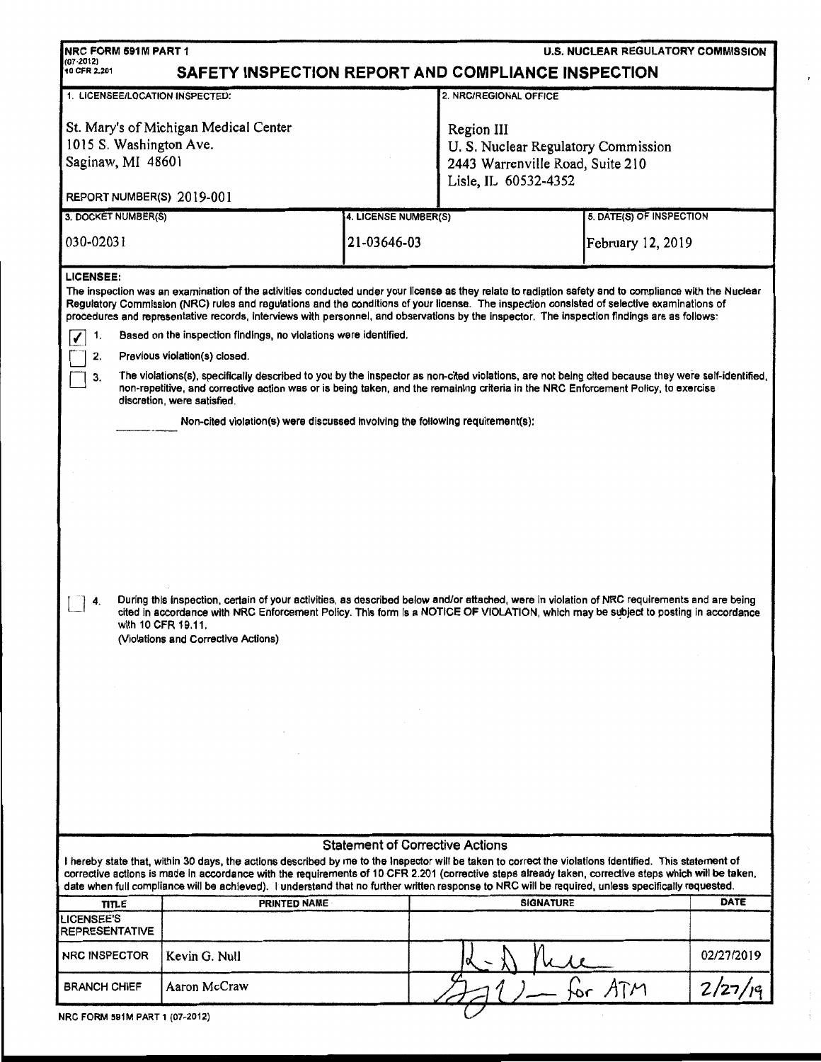NRC FORM 591M PART 1
(07-2012)
10 CFR 2.201

U.S. NUCLEAR REGULATORY COMMISSION

# SAFETY INSPECTION REPORT AND COMPLIANCE INSPECTION

| 1. LICENSEE/LOCATION INSPECTED: | | 2. NRC/REGIONAL OFFICE |
|---|---|---|
| St. Mary's of Michigan Medical Center<br>1015 S. Washington Ave.<br>Saginaw, MI 48601<br><br>REPORT NUMBER(S) 2019-001 | | Region III<br>U. S. Nuclear Regulatory Commission<br>2443 Warrenville Road, Suite 210<br>Lisle, IL 60532-4352 |
| 3. DOCKET NUMBER(S) | 4. LICENSE NUMBER(S) | 5. DATE(S) OF INSPECTION |
| 030-02031 | 21-03646-03 | February 12, 2019 |

**LICENSEE:**

The inspection was an examination of the activities conducted under your license as they relate to radiation safety and to compliance with the Nuclear Regulatory Commission (NRC) rules and regulations and the conditions of your license. The inspection consisted of selective examinations of procedures and representative records, interviews with personnel, and observations by the inspector. The inspection findings are as follows:

- [x] 1. Based on the inspection findings, no violations were identified.
- [ ] 2. Previous violation(s) closed.
- [ ] 3. The violations(s), specifically described to you by the inspector as non-cited violations, are not being cited because they were self-identified, non-repetitive, and corrective action was or is being taken, and the remaining criteria in the NRC Enforcement Policy, to exercise discretion, were satisfied.

  _______ Non-cited violation(s) were discussed involving the following requirement(s):

- [ ] 4. During this inspection, certain of your activities, as described below and/or attached, were in violation of NRC requirements and are being cited in accordance with NRC Enforcement Policy. This form is a NOTICE OF VIOLATION, which may be subject to posting in accordance with 10 CFR 19.11.
  (Violations and Corrective Actions)

## Statement of Corrective Actions

I hereby state that, within 30 days, the actions described by me to the Inspector will be taken to correct the violations identified. This statement of corrective actions is made in accordance with the requirements of 10 CFR 2.201 (corrective steps already taken, corrective steps which will be taken, date when full compliance will be achieved). I understand that no further written response to NRC will be required, unless specifically requested.

| TITLE | PRINTED NAME | SIGNATURE | DATE |
|---|---|---|---|
| LICENSEE'S REPRESENTATIVE | | | |
| NRC INSPECTOR | Kevin G. Null | *(signature)* | 02/27/2019 |
| BRANCH CHIEF | Aaron McCraw | *(signature)* for ATM | 2/27/19 |

NRC FORM 591M PART 1 (07-2012)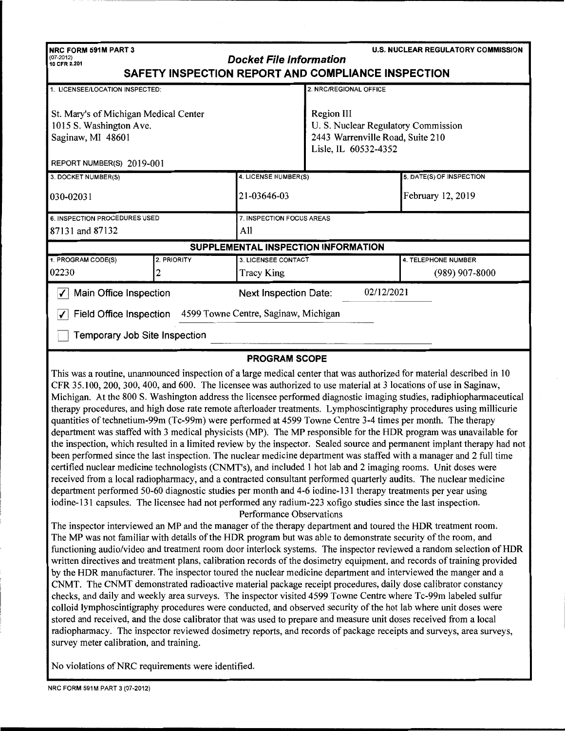**NRC FORM 591M PART 3**
(07-2012)
10 CFR 2.201

**U.S. NUCLEAR REGULATORY COMMISSION**

***Docket File Information***

# SAFETY INSPECTION REPORT AND COMPLIANCE INSPECTION

| 1. LICENSEE/LOCATION INSPECTED: | 2. NRC/REGIONAL OFFICE |
|---|---|
| St. Mary's of Michigan Medical Center<br>1015 S. Washington Ave.<br>Saginaw, MI 48601<br><br>REPORT NUMBER(S) 2019-001 | Region III<br>U. S. Nuclear Regulatory Commission<br>2443 Warrenville Road, Suite 210<br>Lisle, IL 60532-4352 |

| 3. DOCKET NUMBER(S) | 4. LICENSE NUMBER(S) | 5. DATE(S) OF INSPECTION |
|---|---|---|
| 030-02031 | 21-03646-03 | February 12, 2019 |

| 6. INSPECTION PROCEDURES USED | 7. INSPECTION FOCUS AREAS |
|---|---|
| 87131 and 87132 | All |

## SUPPLEMENTAL INSPECTION INFORMATION

| 1. PROGRAM CODE(S) | 2. PRIORITY | 3. LICENSEE CONTACT | 4. TELEPHONE NUMBER |
|---|---|---|---|
| 02230 | 2 | Tracy King | (989) 907-8000 |

☑ Main Office Inspection  Next Inspection Date: 02/12/2021

☑ Field Office Inspection 4599 Towne Centre, Saginaw, Michigan

☐ Temporary Job Site Inspection

## PROGRAM SCOPE

This was a routine, unannounced inspection of a large medical center that was authorized for material described in 10 CFR 35.100, 200, 300, 400, and 600. The licensee was authorized to use material at 3 locations of use in Saginaw, Michigan. At the 800 S. Washington address the licensee performed diagnostic imaging studies, radiphiopharmaceutical therapy procedures, and high dose rate remote afterloader treatments. Lymphoscintigraphy procedures using millicurie quantities of technetium-99m (Tc-99m) were performed at 4599 Towne Centre 3-4 times per month. The therapy department was staffed with 3 medical physicists (MP). The MP responsible for the HDR program was unavailable for the inspection, which resulted in a limited review by the inspector. Sealed source and permanent implant therapy had not been performed since the last inspection. The nuclear medicine department was staffed with a manager and 2 full time certified nuclear medicine technologists (CNMT's), and included 1 hot lab and 2 imaging rooms. Unit doses were received from a local radiopharmacy, and a contracted consultant performed quarterly audits. The nuclear medicine department performed 50-60 diagnostic studies per month and 4-6 iodine-131 therapy treatments per year using iodine-131 capsules. The licensee had not performed any radium-223 xofigo studies since the last inspection.

Performance Observations

The inspector interviewed an MP and the manager of the therapy department and toured the HDR treatment room. The MP was not familiar with details of the HDR program but was able to demonstrate security of the room, and functioning audio/video and treatment room door interlock systems. The inspector reviewed a random selection of HDR written directives and treatment plans, calibration records of the dosimetry equipment, and records of training provided by the HDR manufacturer. The inspector toured the nuclear medicine department and interviewed the manger and a CNMT. The CNMT demonstrated radioactive material package receipt procedures, daily dose calibrator constancy checks, and daily and weekly area surveys. The inspector visited 4599 Towne Centre where Tc-99m labeled sulfur colloid lymphoscintigraphy procedures were conducted, and observed security of the hot lab where unit doses were stored and received, and the dose calibrator that was used to prepare and measure unit doses received from a local radiopharmacy. The inspector reviewed dosimetry reports, and records of package receipts and surveys, area surveys, survey meter calibration, and training.

No violations of NRC requirements were identified.

NRC FORM 591M PART 3 (07-2012)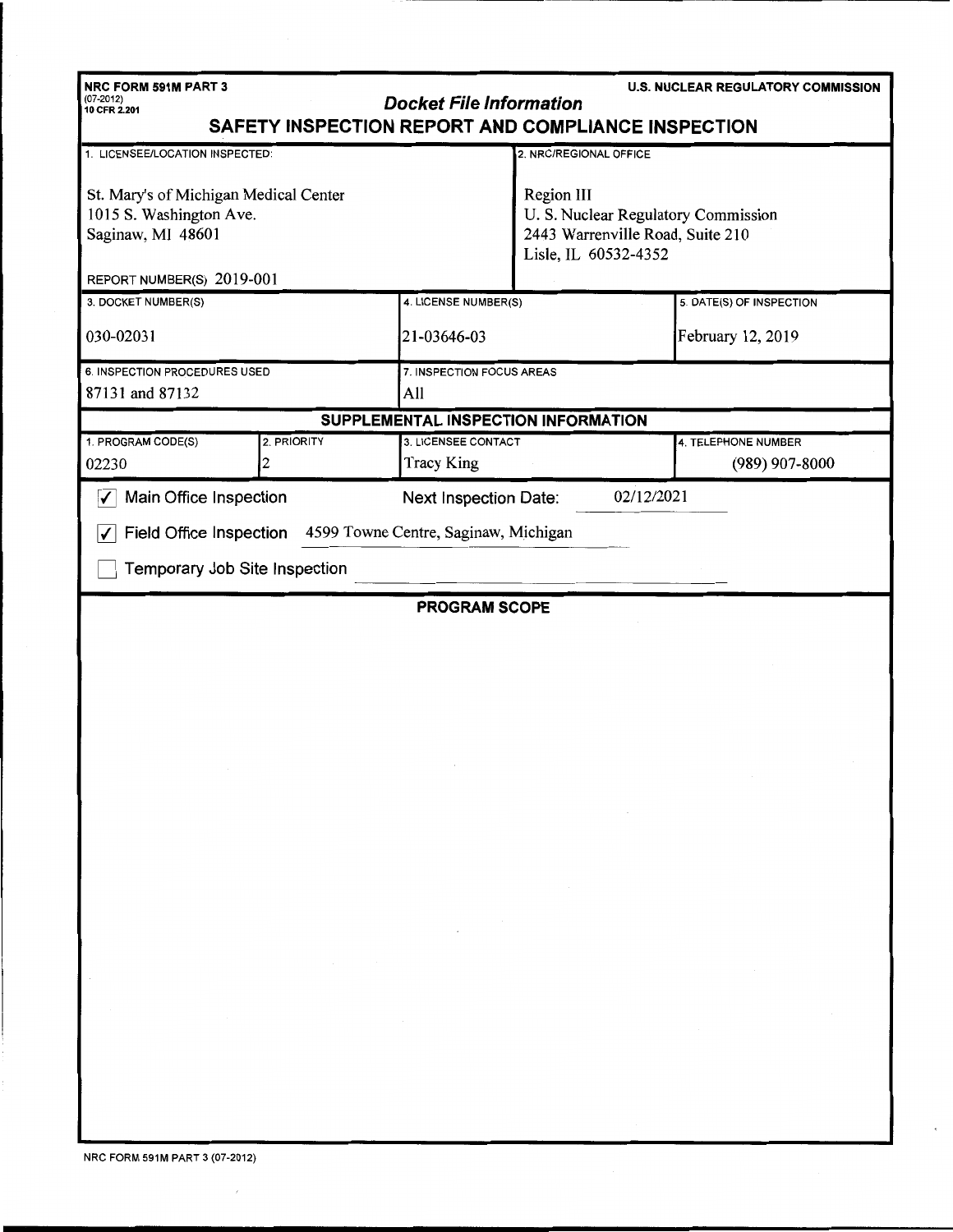NRC FORM 591M PART 3
(07-2012)
10 CFR 2.201

U.S. NUCLEAR REGULATORY COMMISSION

*Docket File Information*

# SAFETY INSPECTION REPORT AND COMPLIANCE INSPECTION

| | |
|---|---|
| 1. LICENSEE/LOCATION INSPECTED:<br><br>St. Mary's of Michigan Medical Center<br>1015 S. Washington Ave.<br>Saginaw, MI 48601<br><br>REPORT NUMBER(S) 2019-001 | 2. NRC/REGIONAL OFFICE<br><br>Region III<br>U. S. Nuclear Regulatory Commission<br>2443 Warrenville Road, Suite 210<br>Lisle, IL 60532-4352 |

| 3. DOCKET NUMBER(S) | 4. LICENSE NUMBER(S) | 5. DATE(S) OF INSPECTION |
|---|---|---|
| 030-02031 | 21-03646-03 | February 12, 2019 |

| 6. INSPECTION PROCEDURES USED | 7. INSPECTION FOCUS AREAS |
|---|---|
| 87131 and 87132 | All |

## SUPPLEMENTAL INSPECTION INFORMATION

| 1. PROGRAM CODE(S) | 2. PRIORITY | 3. LICENSEE CONTACT | 4. TELEPHONE NUMBER |
|---|---|---|---|
| 02230 | 2 | Tracy King | (989) 907-8000 |

- [x] Main Office Inspection — Next Inspection Date: 02/12/2021
- [x] Field Office Inspection — 4599 Towne Centre, Saginaw, Michigan
- [ ] Temporary Job Site Inspection

## PROGRAM SCOPE

NRC FORM 591M PART 3 (07-2012)